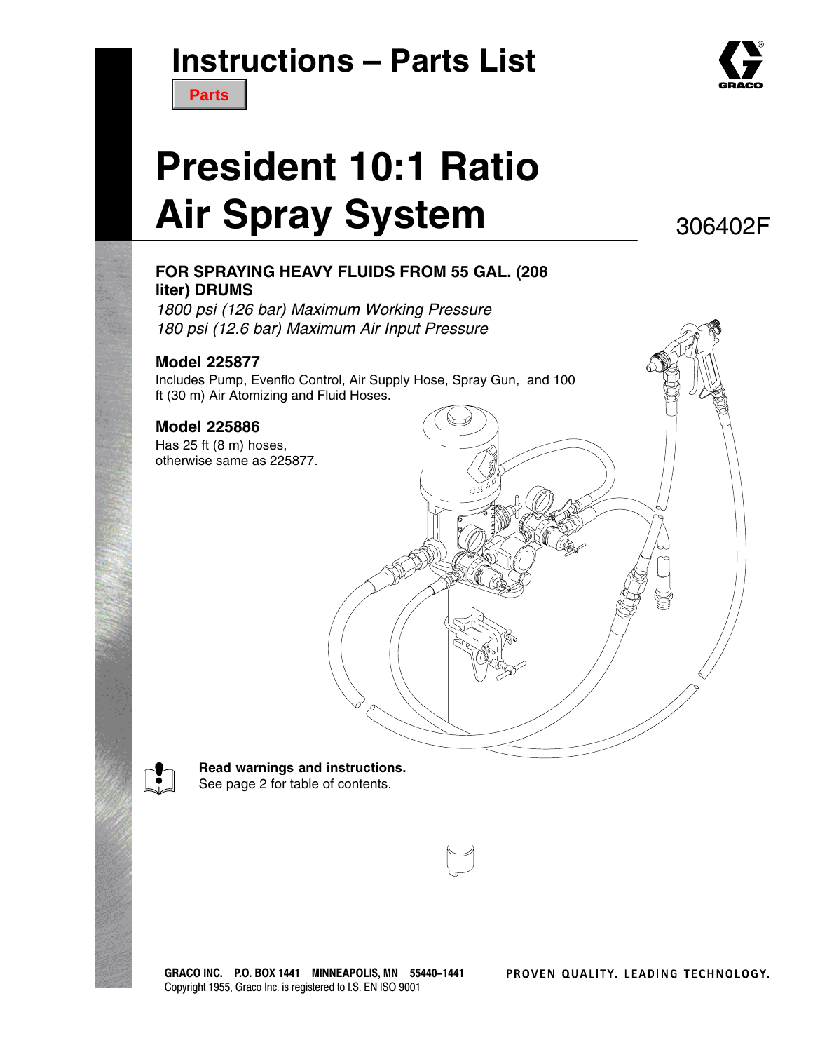# Instructions – Parts List

**Parts**

# President 10:1 Ratio Air Spray System

306402F

**FOR SPRAYING HEAVY FLUIDS FROM 55 GAL. (208 liter) DRUMS**

*1800 psi (126 bar) Maximum Working Pressure*
*180 psi (12.6 bar) Maximum Air Input Pressure*

### Model 225877

Includes Pump, Evenflo Control, Air Supply Hose, Spray Gun, and 100 ft (30 m) Air Atomizing and Fluid Hoses.

### Model 225886

Has 25 ft (8 m) hoses, otherwise same as 225877.

**Read warnings and instructions.**
See page 2 for table of contents.

GRACO INC. P.O. BOX 1441 MINNEAPOLIS, MN 55440–1441
Copyright 1955, Graco Inc. is registered to I.S. EN ISO 9001

PROVEN QUALITY. LEADING TECHNOLOGY.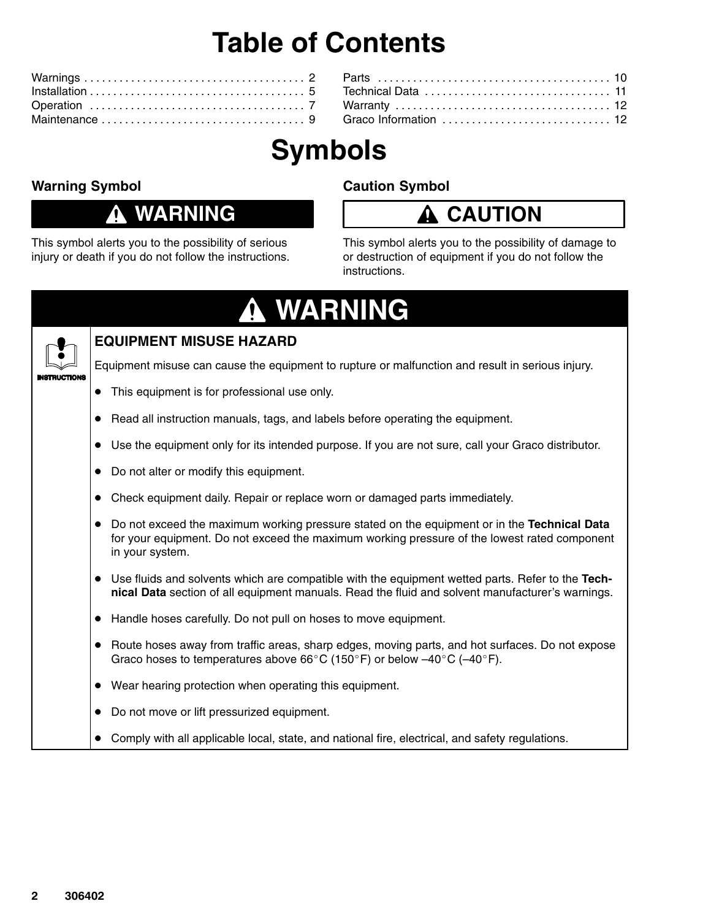# Table of Contents

| | |
|---|---|
| Warnings | 2 |
| Installation | 5 |
| Operation | 7 |
| Maintenance | 9 |
| Parts | 10 |
| Technical Data | 11 |
| Warranty | 12 |
| Graco Information | 12 |

# Symbols

### Warning Symbol

**⚠ WARNING**

This symbol alerts you to the possibility of serious injury or death if you do not follow the instructions.

### Caution Symbol

**⚠ CAUTION**

This symbol alerts you to the possibility of damage to or destruction of equipment if you do not follow the instructions.

## ⚠ WARNING

INSTRUCTIONS

### EQUIPMENT MISUSE HAZARD

Equipment misuse can cause the equipment to rupture or malfunction and result in serious injury.

- This equipment is for professional use only.
- Read all instruction manuals, tags, and labels before operating the equipment.
- Use the equipment only for its intended purpose. If you are not sure, call your Graco distributor.
- Do not alter or modify this equipment.
- Check equipment daily. Repair or replace worn or damaged parts immediately.
- Do not exceed the maximum working pressure stated on the equipment or in the **Technical Data** for your equipment. Do not exceed the maximum working pressure of the lowest rated component in your system.
- Use fluids and solvents which are compatible with the equipment wetted parts. Refer to the **Technical Data** section of all equipment manuals. Read the fluid and solvent manufacturer's warnings.
- Handle hoses carefully. Do not pull on hoses to move equipment.
- Route hoses away from traffic areas, sharp edges, moving parts, and hot surfaces. Do not expose Graco hoses to temperatures above 66°C (150°F) or below –40°C (–40°F).
- Wear hearing protection when operating this equipment.
- Do not move or lift pressurized equipment.
- Comply with all applicable local, state, and national fire, electrical, and safety regulations.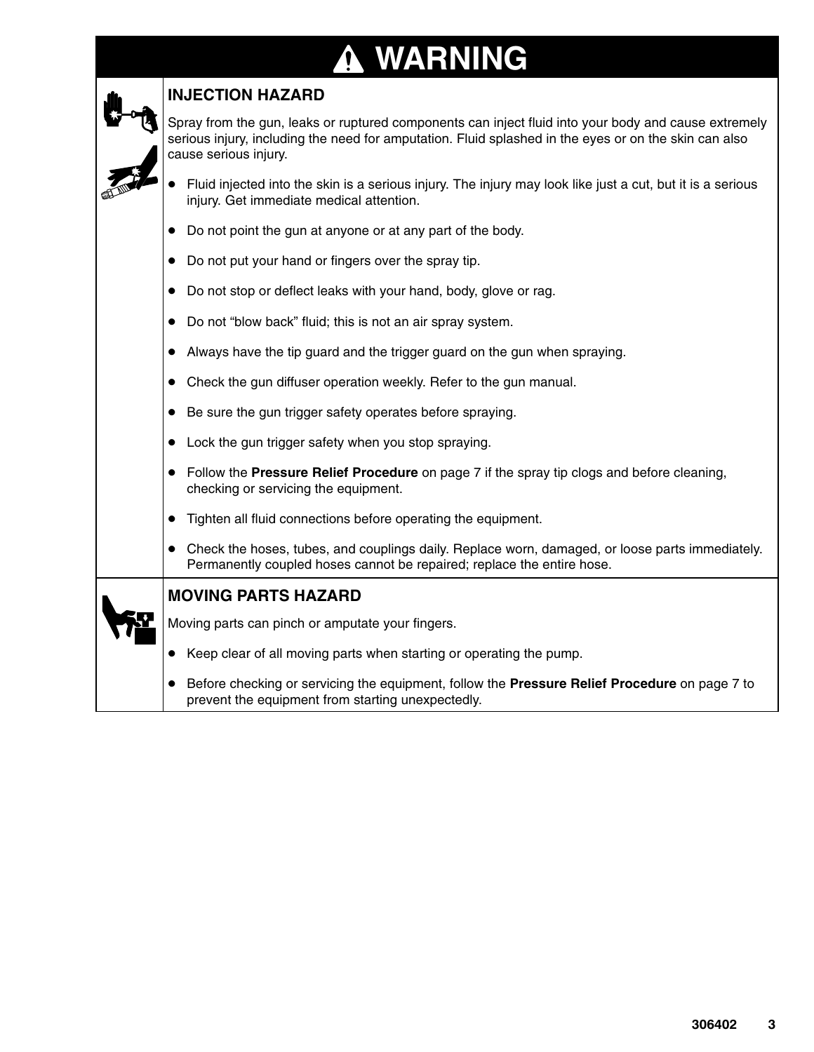# ⚠ WARNING

## INJECTION HAZARD

Spray from the gun, leaks or ruptured components can inject fluid into your body and cause extremely serious injury, including the need for amputation. Fluid splashed in the eyes or on the skin can also cause serious injury.

- Fluid injected into the skin is a serious injury. The injury may look like just a cut, but it is a serious injury. Get immediate medical attention.
- Do not point the gun at anyone or at any part of the body.
- Do not put your hand or fingers over the spray tip.
- Do not stop or deflect leaks with your hand, body, glove or rag.
- Do not "blow back" fluid; this is not an air spray system.
- Always have the tip guard and the trigger guard on the gun when spraying.
- Check the gun diffuser operation weekly. Refer to the gun manual.
- Be sure the gun trigger safety operates before spraying.
- Lock the gun trigger safety when you stop spraying.
- Follow the **Pressure Relief Procedure** on page 7 if the spray tip clogs and before cleaning, checking or servicing the equipment.
- Tighten all fluid connections before operating the equipment.
- Check the hoses, tubes, and couplings daily. Replace worn, damaged, or loose parts immediately. Permanently coupled hoses cannot be repaired; replace the entire hose.

## MOVING PARTS HAZARD

Moving parts can pinch or amputate your fingers.

- Keep clear of all moving parts when starting or operating the pump.
- Before checking or servicing the equipment, follow the **Pressure Relief Procedure** on page 7 to prevent the equipment from starting unexpectedly.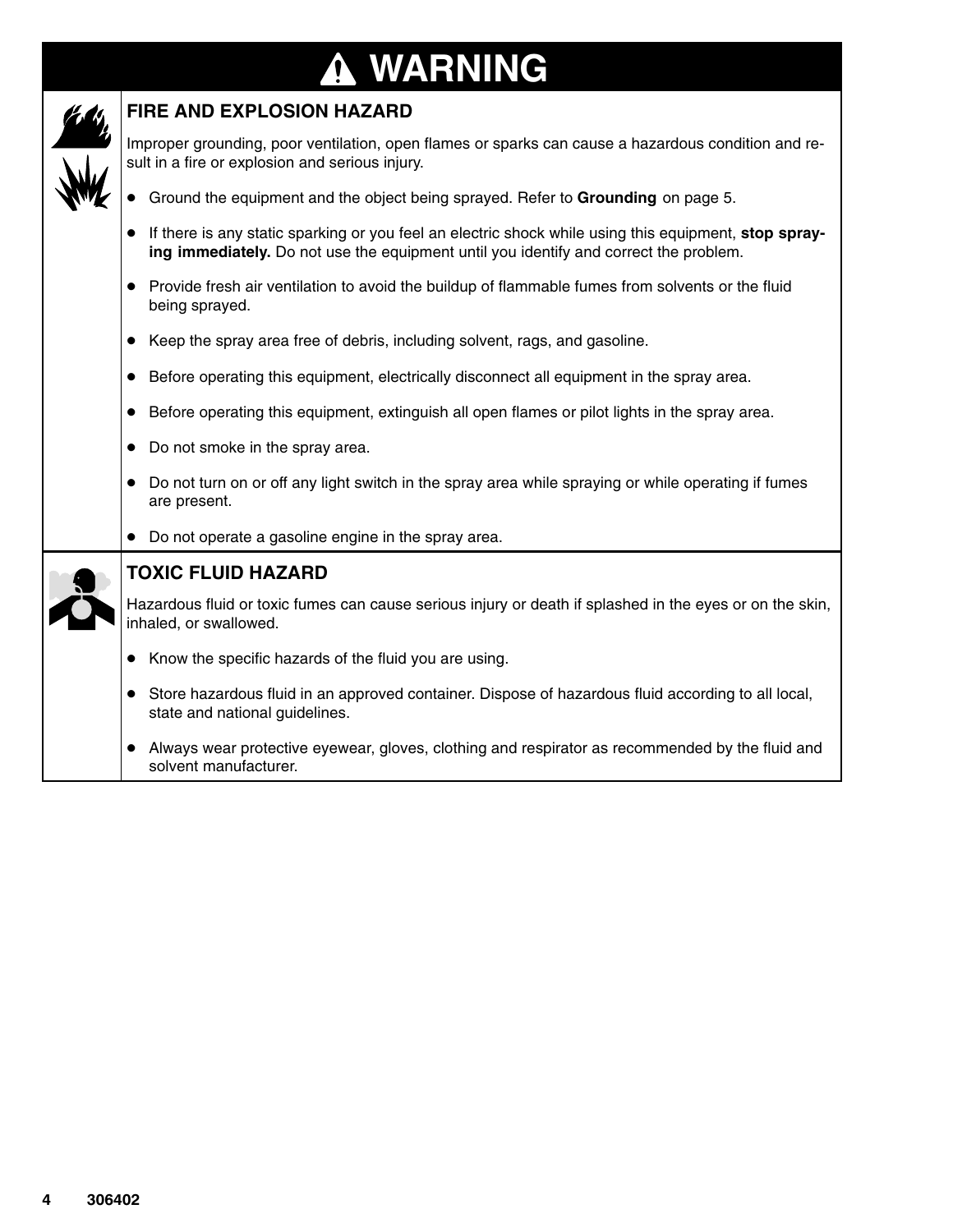# ⚠ WARNING

## FIRE AND EXPLOSION HAZARD

Improper grounding, poor ventilation, open flames or sparks can cause a hazardous condition and result in a fire or explosion and serious injury.

- Ground the equipment and the object being sprayed. Refer to **Grounding** on page 5.
- If there is any static sparking or you feel an electric shock while using this equipment, **stop spraying immediately.** Do not use the equipment until you identify and correct the problem.
- Provide fresh air ventilation to avoid the buildup of flammable fumes from solvents or the fluid being sprayed.
- Keep the spray area free of debris, including solvent, rags, and gasoline.
- Before operating this equipment, electrically disconnect all equipment in the spray area.
- Before operating this equipment, extinguish all open flames or pilot lights in the spray area.
- Do not smoke in the spray area.
- Do not turn on or off any light switch in the spray area while spraying or while operating if fumes are present.
- Do not operate a gasoline engine in the spray area.

## TOXIC FLUID HAZARD

Hazardous fluid or toxic fumes can cause serious injury or death if splashed in the eyes or on the skin, inhaled, or swallowed.

- Know the specific hazards of the fluid you are using.
- Store hazardous fluid in an approved container. Dispose of hazardous fluid according to all local, state and national guidelines.
- Always wear protective eyewear, gloves, clothing and respirator as recommended by the fluid and solvent manufacturer.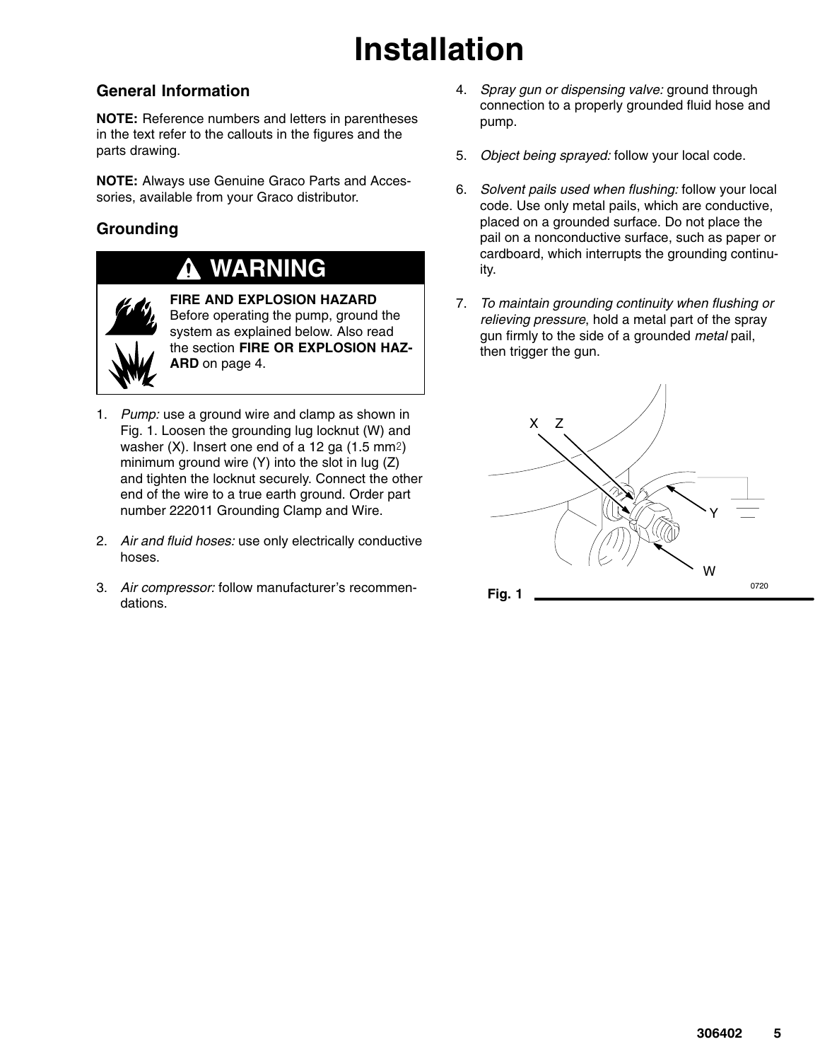# Installation

## General Information

**NOTE:** Reference numbers and letters in parentheses in the text refer to the callouts in the figures and the parts drawing.

**NOTE:** Always use Genuine Graco Parts and Accessories, available from your Graco distributor.

## Grounding

**⚠ WARNING**

**FIRE AND EXPLOSION HAZARD**
Before operating the pump, ground the system as explained below. Also read the section **FIRE OR EXPLOSION HAZARD** on page 4.

1. *Pump:* use a ground wire and clamp as shown in Fig. 1. Loosen the grounding lug locknut (W) and washer (X). Insert one end of a 12 ga (1.5 $mm^2$) minimum ground wire (Y) into the slot in lug (Z) and tighten the locknut securely. Connect the other end of the wire to a true earth ground. Order part number 222011 Grounding Clamp and Wire.
2. *Air and fluid hoses:* use only electrically conductive hoses.
3. *Air compressor:* follow manufacturer's recommendations.
4. *Spray gun or dispensing valve:* ground through connection to a properly grounded fluid hose and pump.
5. *Object being sprayed:* follow your local code.
6. *Solvent pails used when flushing:* follow your local code. Use only metal pails, which are conductive, placed on a grounded surface. Do not place the pail on a nonconductive surface, such as paper or cardboard, which interrupts the grounding continuity.
7. *To maintain grounding continuity when flushing or relieving pressure*, hold a metal part of the spray gun firmly to the side of a grounded *metal* pail, then trigger the gun.

X Z Y W

0720

**Fig. 1**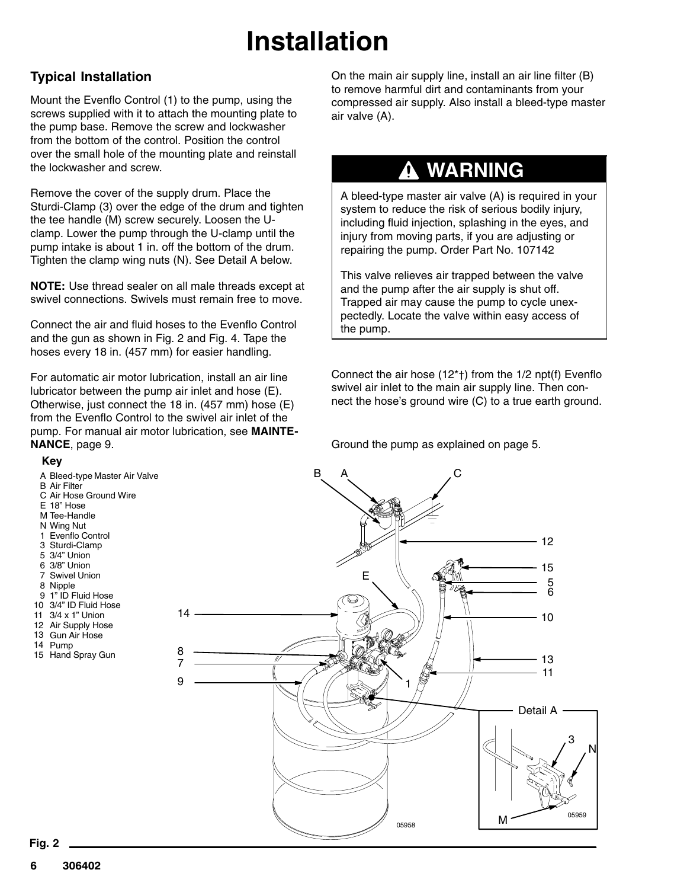# Installation

## Typical Installation

Mount the Evenflo Control (1) to the pump, using the screws supplied with it to attach the mounting plate to the pump base. Remove the screw and lockwasher from the bottom of the control. Position the control over the small hole of the mounting plate and reinstall the lockwasher and screw.

Remove the cover of the supply drum. Place the Sturdi-Clamp (3) over the edge of the drum and tighten the tee handle (M) screw securely. Loosen the U-clamp. Lower the pump through the U-clamp until the pump intake is about 1 in. off the bottom of the drum. Tighten the clamp wing nuts (N). See Detail A below.

**NOTE:** Use thread sealer on all male threads except at swivel connections. Swivels must remain free to move.

Connect the air and fluid hoses to the Evenflo Control and the gun as shown in Fig. 2 and Fig. 4. Tape the hoses every 18 in. (457 mm) for easier handling.

For automatic air motor lubrication, install an air line lubricator between the pump air inlet and hose (E). Otherwise, just connect the 18 in. (457 mm) hose (E) from the Evenflo Control to the swivel air inlet of the pump. For manual air motor lubrication, see **MAINTENANCE**, page 9.

On the main air supply line, install an air line filter (B) to remove harmful dirt and contaminants from your compressed air supply. Also install a bleed-type master air valve (A).

> **⚠ WARNING**
>
> A bleed-type master air valve (A) is required in your system to reduce the risk of serious bodily injury, including fluid injection, splashing in the eyes, and injury from moving parts, if you are adjusting or repairing the pump. Order Part No. 107142
>
> This valve relieves air trapped between the valve and the pump after the air supply is shut off. Trapped air may cause the pump to cycle unexpectedly. Locate the valve within easy access of the pump.

Connect the air hose (12*†) from the 1/2 npt(f) Evenflo swivel air inlet to the main air supply line. Then connect the hose's ground wire (C) to a true earth ground.

Ground the pump as explained on page 5.

**Key**

- A Bleed-type Master Air Valve
- B Air Filter
- C Air Hose Ground Wire
- E 18" Hose
- M Tee-Handle
- N Wing Nut
- 1 Evenflo Control
- 3 Sturdi-Clamp
- 5 3/4" Union
- 6 3/8" Union
- 7 Swivel Union
- 8 Nipple
- 9 1" ID Fluid Hose
- 10 3/4" ID Fluid Hose
- 11 3/4 x 1" Union
- 12 Air Supply Hose
- 13 Gun Air Hose
- 14 Pump
- 15 Hand Spray Gun

Fig. 2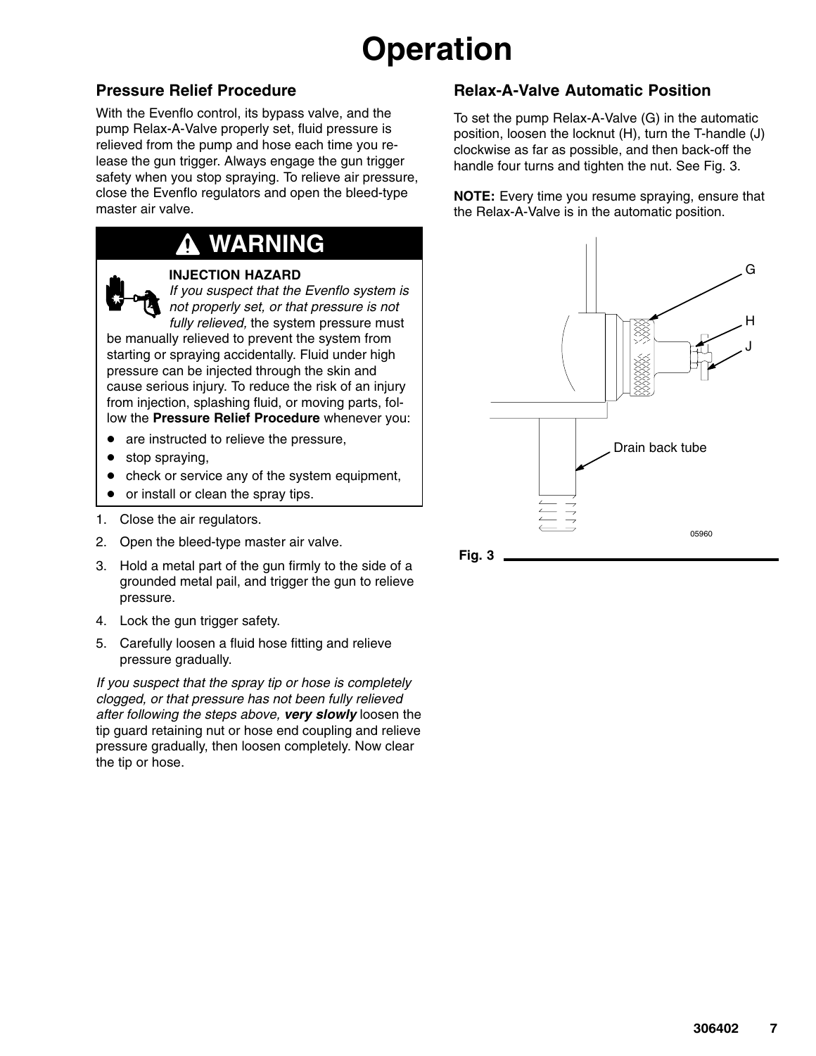# Operation

## Pressure Relief Procedure

With the Evenflo control, its bypass valve, and the pump Relax-A-Valve properly set, fluid pressure is relieved from the pump and hose each time you release the gun trigger. Always engage the gun trigger safety when you stop spraying. To relieve air pressure, close the Evenflo regulators and open the bleed-type master air valve.

> **⚠ WARNING**
>
> **INJECTION HAZARD**
>
> *If you suspect that the Evenflo system is not properly set, or that pressure is not fully relieved,* the system pressure must be manually relieved to prevent the system from starting or spraying accidentally. Fluid under high pressure can be injected through the skin and cause serious injury. To reduce the risk of an injury from injection, splashing fluid, or moving parts, follow the **Pressure Relief Procedure** whenever you:
>
> - are instructed to relieve the pressure,
> - stop spraying,
> - check or service any of the system equipment,
> - or install or clean the spray tips.

1. Close the air regulators.
2. Open the bleed-type master air valve.
3. Hold a metal part of the gun firmly to the side of a grounded metal pail, and trigger the gun to relieve pressure.
4. Lock the gun trigger safety.
5. Carefully loosen a fluid hose fitting and relieve pressure gradually.

*If you suspect that the spray tip or hose is completely clogged, or that pressure has not been fully relieved after following the steps above,* ***very slowly*** loosen the tip guard retaining nut or hose end coupling and relieve pressure gradually, then loosen completely. Now clear the tip or hose.

## Relax-A-Valve Automatic Position

To set the pump Relax-A-Valve (G) in the automatic position, loosen the locknut (H), turn the T-handle (J) clockwise as far as possible, and then back-off the handle four turns and tighten the nut. See Fig. 3.

**NOTE:** Every time you resume spraying, ensure that the Relax-A-Valve is in the automatic position.

G
H
J
Drain back tube
05960

Fig. 3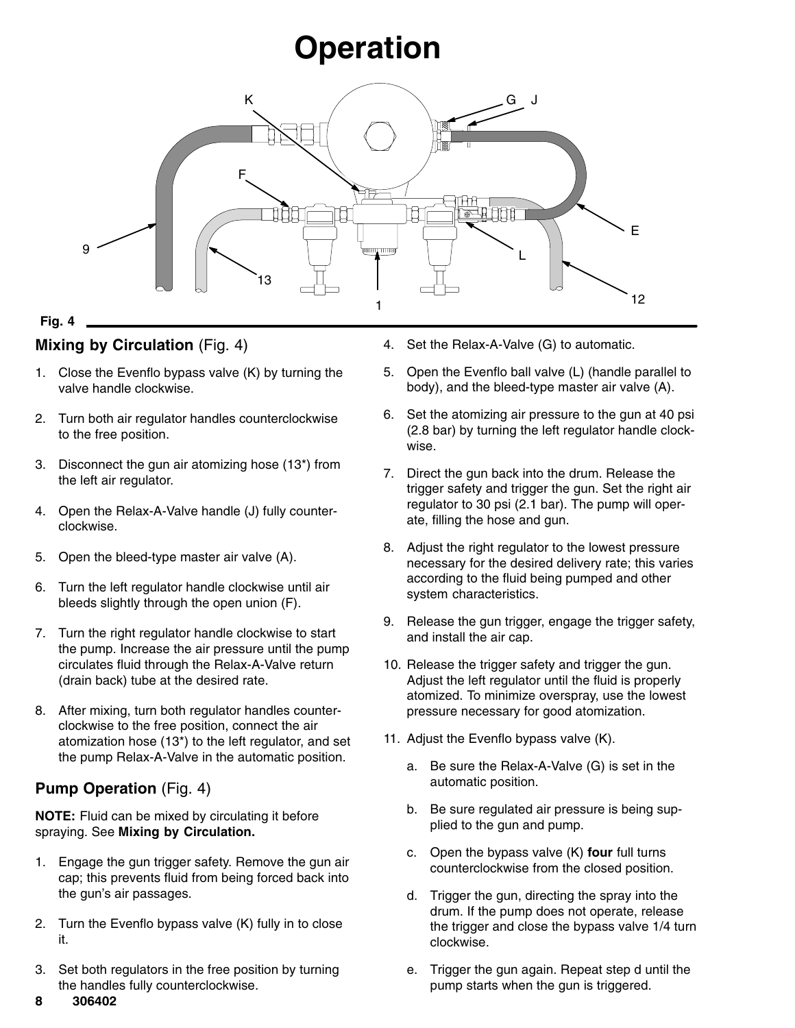# Operation

Fig. 4

## Mixing by Circulation (Fig. 4)

1. Close the Evenflo bypass valve (K) by turning the valve handle clockwise.
2. Turn both air regulator handles counterclockwise to the free position.
3. Disconnect the gun air atomizing hose (13*) from the left air regulator.
4. Open the Relax-A-Valve handle (J) fully counterclockwise.
5. Open the bleed-type master air valve (A).
6. Turn the left regulator handle clockwise until air bleeds slightly through the open union (F).
7. Turn the right regulator handle clockwise to start the pump. Increase the air pressure until the pump circulates fluid through the Relax-A-Valve return (drain back) tube at the desired rate.
8. After mixing, turn both regulator handles counterclockwise to the free position, connect the air atomization hose (13*) to the left regulator, and set the pump Relax-A-Valve in the automatic position.

## Pump Operation (Fig. 4)

**NOTE:** Fluid can be mixed by circulating it before spraying. See **Mixing by Circulation.**

1. Engage the gun trigger safety. Remove the gun air cap; this prevents fluid from being forced back into the gun's air passages.
2. Turn the Evenflo bypass valve (K) fully in to close it.
3. Set both regulators in the free position by turning the handles fully counterclockwise.
4. Set the Relax-A-Valve (G) to automatic.
5. Open the Evenflo ball valve (L) (handle parallel to body), and the bleed-type master air valve (A).
6. Set the atomizing air pressure to the gun at 40 psi (2.8 bar) by turning the left regulator handle clockwise.
7. Direct the gun back into the drum. Release the trigger safety and trigger the gun. Set the right air regulator to 30 psi (2.1 bar). The pump will operate, filling the hose and gun.
8. Adjust the right regulator to the lowest pressure necessary for the desired delivery rate; this varies according to the fluid being pumped and other system characteristics.
9. Release the gun trigger, engage the trigger safety, and install the air cap.
10. Release the trigger safety and trigger the gun. Adjust the left regulator until the fluid is properly atomized. To minimize overspray, use the lowest pressure necessary for good atomization.
11. Adjust the Evenflo bypass valve (K).
    a. Be sure the Relax-A-Valve (G) is set in the automatic position.
    b. Be sure regulated air pressure is being supplied to the gun and pump.
    c. Open the bypass valve (K) **four** full turns counterclockwise from the closed position.
    d. Trigger the gun, directing the spray into the drum. If the pump does not operate, release the trigger and close the bypass valve 1/4 turn clockwise.
    e. Trigger the gun again. Repeat step d until the pump starts when the gun is triggered.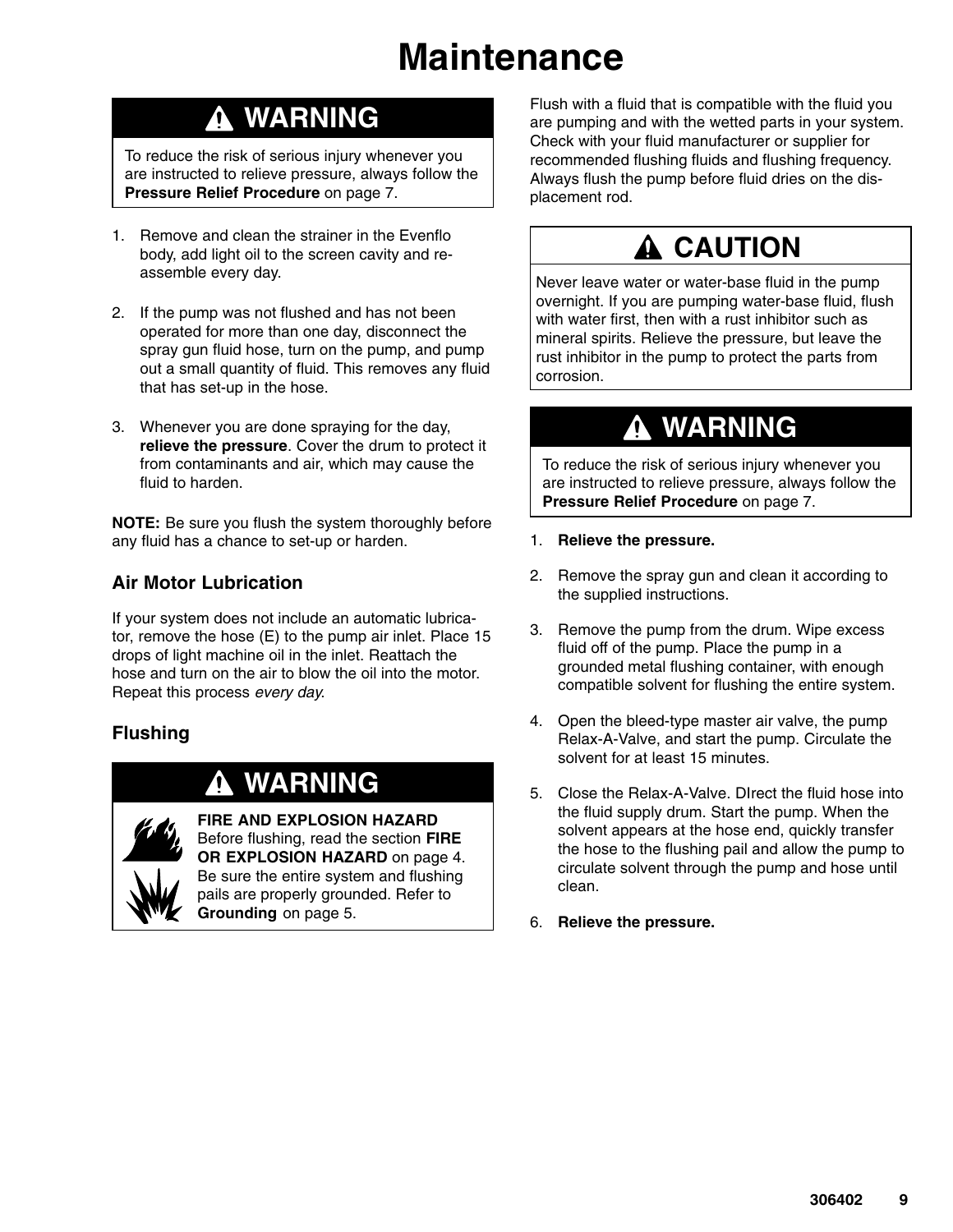// Maintenance

# Maintenance

**⚠ WARNING**

To reduce the risk of serious injury whenever you are instructed to relieve pressure, always follow the **Pressure Relief Procedure** on page 7.

1. Remove and clean the strainer in the Evenflo body, add light oil to the screen cavity and re-assemble every day.

2. If the pump was not flushed and has not been operated for more than one day, disconnect the spray gun fluid hose, turn on the pump, and pump out a small quantity of fluid. This removes any fluid that has set-up in the hose.

3. Whenever you are done spraying for the day, **relieve the pressure**. Cover the drum to protect it from contaminants and air, which may cause the fluid to harden.

**NOTE:** Be sure you flush the system thoroughly before any fluid has a chance to set-up or harden.

## Air Motor Lubrication

If your system does not include an automatic lubricator, remove the hose (E) to the pump air inlet. Place 15 drops of light machine oil in the inlet. Reattach the hose and turn on the air to blow the oil into the motor. Repeat this process *every day*.

## Flushing

**⚠ WARNING**

**FIRE AND EXPLOSION HAZARD**
Before flushing, read the section **FIRE OR EXPLOSION HAZARD** on page 4. Be sure the entire system and flushing pails are properly grounded. Refer to **Grounding** on page 5.

Flush with a fluid that is compatible with the fluid you are pumping and with the wetted parts in your system. Check with your fluid manufacturer or supplier for recommended flushing fluids and flushing frequency. Always flush the pump before fluid dries on the displacement rod.

**⚠ CAUTION**

Never leave water or water-base fluid in the pump overnight. If you are pumping water-base fluid, flush with water first, then with a rust inhibitor such as mineral spirits. Relieve the pressure, but leave the rust inhibitor in the pump to protect the parts from corrosion.

**⚠ WARNING**

To reduce the risk of serious injury whenever you are instructed to relieve pressure, always follow the **Pressure Relief Procedure** on page 7.

1. **Relieve the pressure.**

2. Remove the spray gun and clean it according to the supplied instructions.

3. Remove the pump from the drum. Wipe excess fluid off of the pump. Place the pump in a grounded metal flushing container, with enough compatible solvent for flushing the entire system.

4. Open the bleed-type master air valve, the pump Relax-A-Valve, and start the pump. Circulate the solvent for at least 15 minutes.

5. Close the Relax-A-Valve. DIrect the fluid hose into the fluid supply drum. Start the pump. When the solvent appears at the hose end, quickly transfer the hose to the flushing pail and allow the pump to circulate solvent through the pump and hose until clean.

6. **Relieve the pressure.**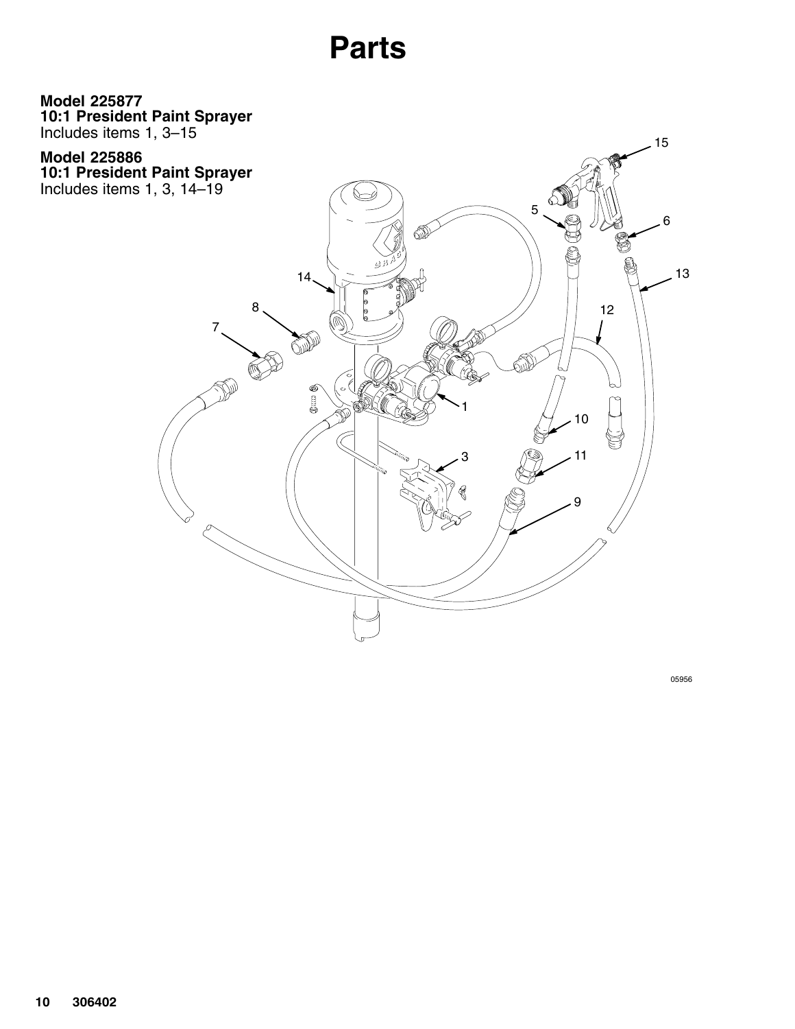# Parts

**Model 225877**
**10:1 President Paint Sprayer**
Includes items 1, 3–15

**Model 225886**
**10:1 President Paint Sprayer**
Includes items 1, 3, 14–19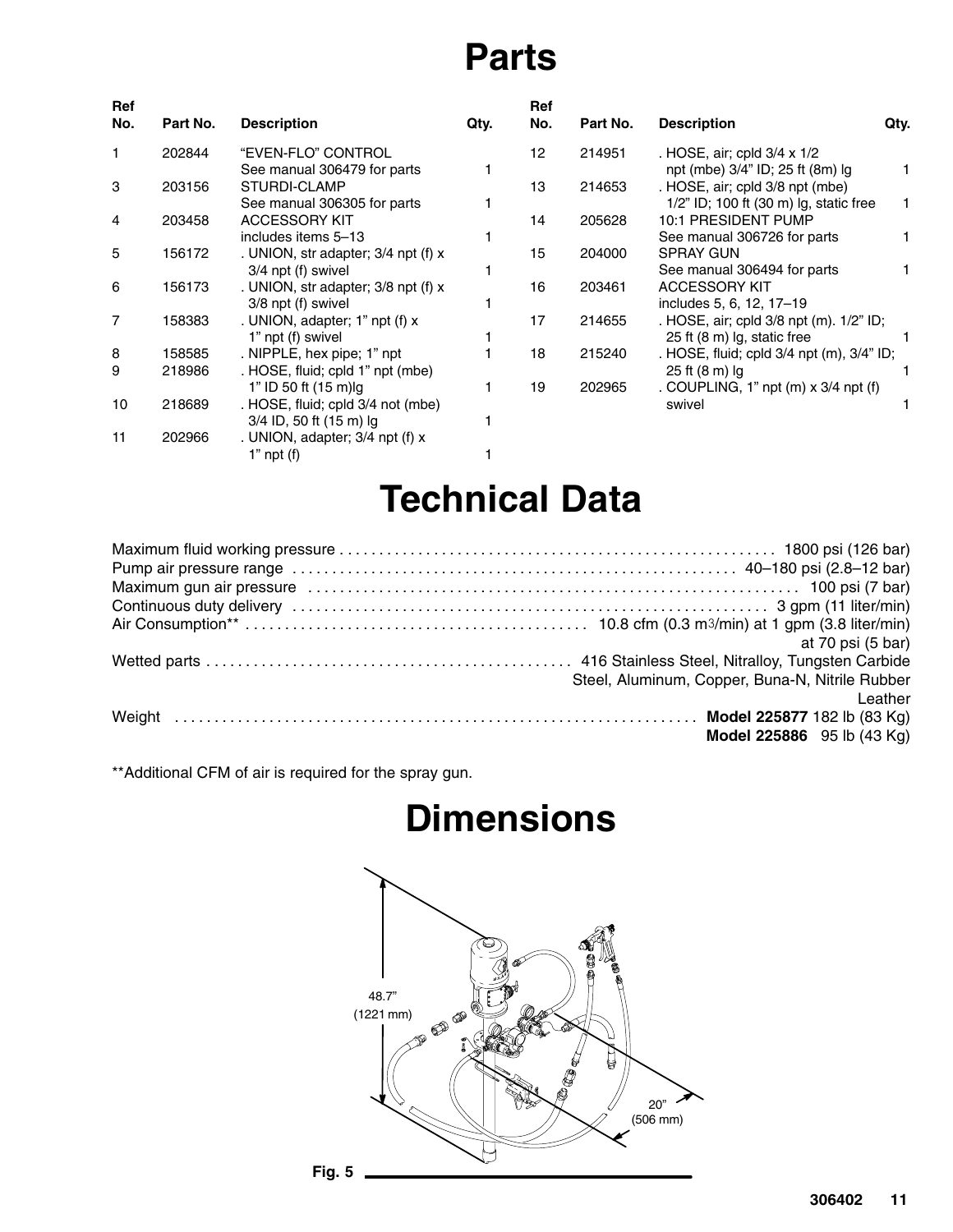# Parts

| Ref No. | Part No. | Description | Qty. |
|---|---|---|---|
| 1 | 202844 | "EVEN-FLO" CONTROL See manual 306479 for parts | 1 |
| 3 | 203156 | STURDI-CLAMP See manual 306305 for parts | 1 |
| 4 | 203458 | ACCESSORY KIT includes items 5–13 | 1 |
| 5 | 156172 | . UNION, str adapter; 3/4 npt (f) x 3/4 npt (f) swivel | 1 |
| 6 | 156173 | . UNION, str adapter; 3/8 npt (f) x 3/8 npt (f) swivel | 1 |
| 7 | 158383 | . UNION, adapter; 1" npt (f) x 1" npt (f) swivel | 1 |
| 8 | 158585 | . NIPPLE, hex pipe; 1" npt | 1 |
| 9 | 218986 | . HOSE, fluid; cpld 1" npt (mbe) 1" ID 50 ft (15 m)lg | 1 |
| 10 | 218689 | . HOSE, fluid; cpld 3/4 not (mbe) 3/4 ID, 50 ft (15 m) lg | 1 |
| 11 | 202966 | . UNION, adapter; 3/4 npt (f) x 1" npt (f) | 1 |
| 12 | 214951 | . HOSE, air; cpld 3/4 x 1/2 npt (mbe) 3/4" ID; 25 ft (8m) lg | 1 |
| 13 | 214653 | . HOSE, air; cpld 3/8 npt (mbe) 1/2" ID; 100 ft (30 m) lg, static free | 1 |
| 14 | 205628 | 10:1 PRESIDENT PUMP See manual 306726 for parts | 1 |
| 15 | 204000 | SPRAY GUN See manual 306494 for parts | 1 |
| 16 | 203461 | ACCESSORY KIT includes 5, 6, 12, 17–19 | |
| 17 | 214655 | . HOSE, air; cpld 3/8 npt (m). 1/2" ID; 25 ft (8 m) lg, static free | 1 |
| 18 | 215240 | . HOSE, fluid; cpld 3/4 npt (m), 3/4" ID; 25 ft (8 m) lg | 1 |
| 19 | 202965 | . COUPLING, 1" npt (m) x 3/4 npt (f) swivel | 1 |

# Technical Data

| | |
|---|---|
| Maximum fluid working pressure | 1800 psi (126 bar) |
| Pump air pressure range | 40–180 psi (2.8–12 bar) |
| Maximum gun air pressure | 100 psi (7 bar) |
| Continuous duty delivery | 3 gpm (11 liter/min) |
| Air Consumption** | 10.8 cfm (0.3 $m^3$/min) at 1 gpm (3.8 liter/min) at 70 psi (5 bar) |
| Wetted parts | 416 Stainless Steel, Nitralloy, Tungsten Carbide Steel, Aluminum, Copper, Buna-N, Nitrile Rubber Leather |
| Weight | **Model 225877** 182 lb (83 Kg) **Model 225886** 95 lb (43 Kg) |

**Additional CFM of air is required for the spray gun.

# Dimensions

48.7" (1221 mm)

20" (506 mm)

Fig. 5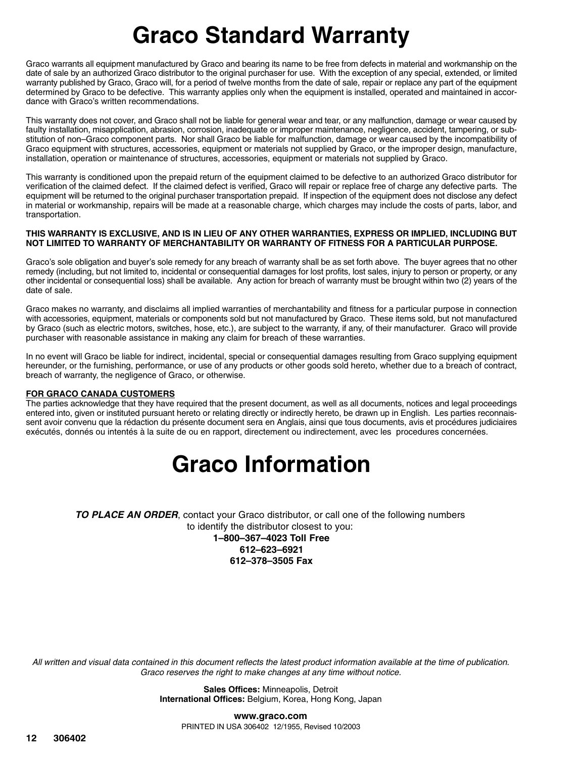# Graco Standard Warranty

Graco warrants all equipment manufactured by Graco and bearing its name to be free from defects in material and workmanship on the date of sale by an authorized Graco distributor to the original purchaser for use. With the exception of any special, extended, or limited warranty published by Graco, Graco will, for a period of twelve months from the date of sale, repair or replace any part of the equipment determined by Graco to be defective. This warranty applies only when the equipment is installed, operated and maintained in accordance with Graco's written recommendations.

This warranty does not cover, and Graco shall not be liable for general wear and tear, or any malfunction, damage or wear caused by faulty installation, misapplication, abrasion, corrosion, inadequate or improper maintenance, negligence, accident, tampering, or substitution of non–Graco component parts. Nor shall Graco be liable for malfunction, damage or wear caused by the incompatibility of Graco equipment with structures, accessories, equipment or materials not supplied by Graco, or the improper design, manufacture, installation, operation or maintenance of structures, accessories, equipment or materials not supplied by Graco.

This warranty is conditioned upon the prepaid return of the equipment claimed to be defective to an authorized Graco distributor for verification of the claimed defect. If the claimed defect is verified, Graco will repair or replace free of charge any defective parts. The equipment will be returned to the original purchaser transportation prepaid. If inspection of the equipment does not disclose any defect in material or workmanship, repairs will be made at a reasonable charge, which charges may include the costs of parts, labor, and transportation.

**THIS WARRANTY IS EXCLUSIVE, AND IS IN LIEU OF ANY OTHER WARRANTIES, EXPRESS OR IMPLIED, INCLUDING BUT NOT LIMITED TO WARRANTY OF MERCHANTABILITY OR WARRANTY OF FITNESS FOR A PARTICULAR PURPOSE.**

Graco's sole obligation and buyer's sole remedy for any breach of warranty shall be as set forth above. The buyer agrees that no other remedy (including, but not limited to, incidental or consequential damages for lost profits, lost sales, injury to person or property, or any other incidental or consequential loss) shall be available. Any action for breach of warranty must be brought within two (2) years of the date of sale.

Graco makes no warranty, and disclaims all implied warranties of merchantability and fitness for a particular purpose in connection with accessories, equipment, materials or components sold but not manufactured by Graco. These items sold, but not manufactured by Graco (such as electric motors, switches, hose, etc.), are subject to the warranty, if any, of their manufacturer. Graco will provide purchaser with reasonable assistance in making any claim for breach of these warranties.

In no event will Graco be liable for indirect, incidental, special or consequential damages resulting from Graco supplying equipment hereunder, or the furnishing, performance, or use of any products or other goods sold hereto, whether due to a breach of contract, breach of warranty, the negligence of Graco, or otherwise.

**FOR GRACO CANADA CUSTOMERS**

The parties acknowledge that they have required that the present document, as well as all documents, notices and legal proceedings entered into, given or instituted pursuant hereto or relating directly or indirectly hereto, be drawn up in English. Les parties reconnaissent avoir convenu que la rédaction du présente document sera en Anglais, ainsi que tous documents, avis et procédures judiciaires exécutés, donnés ou intentés à la suite de ou en rapport, directement ou indirectement, avec les procedures concernées.

# Graco Information

***TO PLACE AN ORDER***, contact your Graco distributor, or call one of the following numbers to identify the distributor closest to you:

**1–800–367–4023 Toll Free**
**612–623–6921**
**612–378–3505 Fax**

*All written and visual data contained in this document reflects the latest product information available at the time of publication. Graco reserves the right to make changes at any time without notice.*

**Sales Offices:** Minneapolis, Detroit
**International Offices:** Belgium, Korea, Hong Kong, Japan

**www.graco.com**

PRINTED IN USA 306402 12/1955, Revised 10/2003